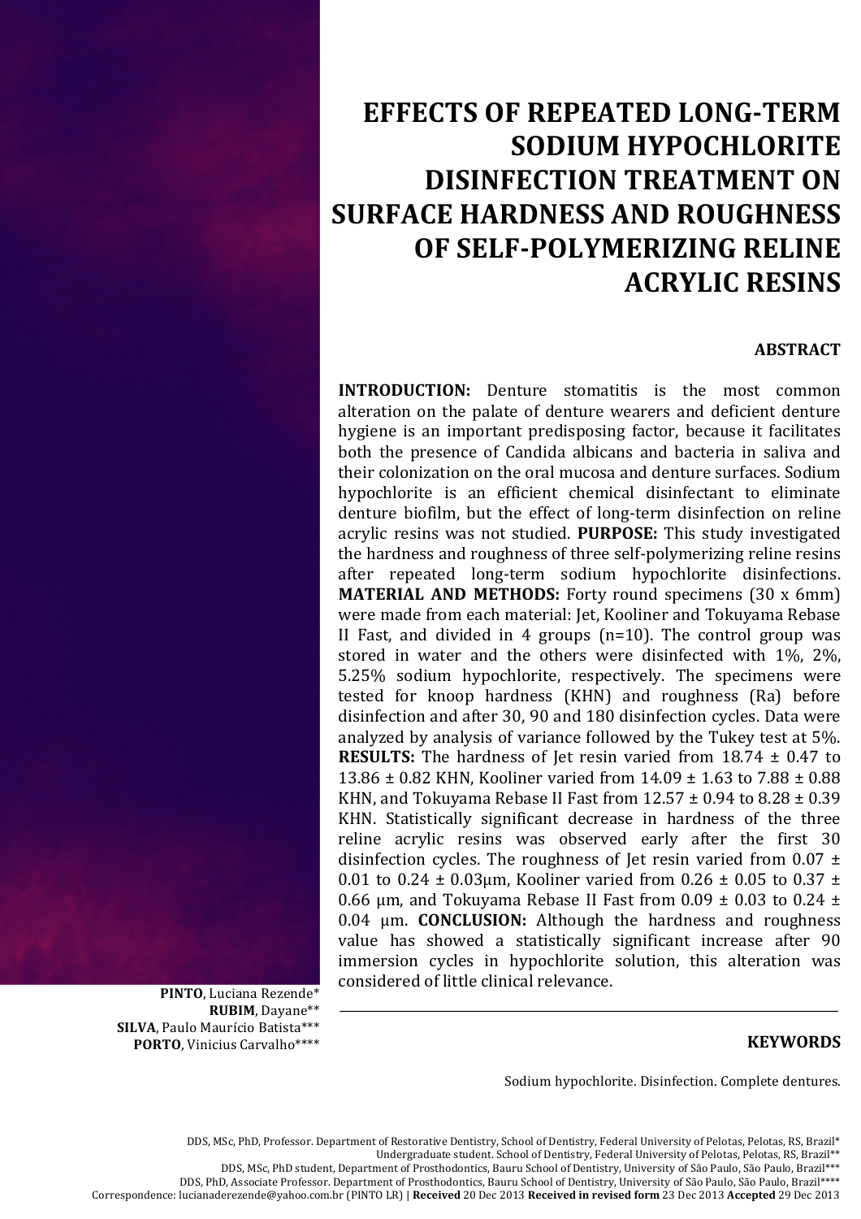# EFFECTS OF REPEATED LONG-TERM SODIUM HYPOCHLORITE DISINFECTION TREATMENT ON SURFACE HARDNESS AND ROUGHNESS OF SELF-POLYMERIZING RELINE ACRYLIC RESINS

## ABSTRACT

**INTRODUCTION:** Denture stomatitis is the most common alteration on the palate of denture wearers and deficient denture hygiene is an important predisposing factor, because it facilitates both the presence of Candida albicans and bacteria in saliva and their colonization on the oral mucosa and denture surfaces. Sodium hypochlorite is an efficient chemical disinfectant to eliminate denture biofilm, but the effect of long-term disinfection on reline acrylic resins was not studied. **PURPOSE:** This study investigated the hardness and roughness of three self-polymerizing reline resins after repeated long-term sodium hypochlorite disinfections. **MATERIAL AND METHODS:** Forty round specimens (30 x 6mm) were made from each material: Jet, Kooliner and Tokuyama Rebase II Fast, and divided in 4 groups (n=10). The control group was stored in water and the others were disinfected with 1%, 2%, 5.25% sodium hypochlorite, respectively. The specimens were tested for knoop hardness (KHN) and roughness (Ra) before disinfection and after 30, 90 and 180 disinfection cycles. Data were analyzed by analysis of variance followed by the Tukey test at 5%. **RESULTS:** The hardness of Jet resin varied from 18.74 ± 0.47 to 13.86 ± 0.82 KHN, Kooliner varied from 14.09 ± 1.63 to 7.88 ± 0.88 KHN, and Tokuyama Rebase II Fast from 12.57 ± 0.94 to 8.28 ± 0.39 KHN. Statistically significant decrease in hardness of the three reline acrylic resins was observed early after the first 30 disinfection cycles. The roughness of Jet resin varied from 0.07 ± 0.01 to 0.24 ± 0.03µm, Kooliner varied from 0.26 ± 0.05 to 0.37 ± 0.66 µm, and Tokuyama Rebase II Fast from 0.09 ± 0.03 to 0.24 ± 0.04 µm. **CONCLUSION:** Although the hardness and roughness value has showed a statistically significant increase after 90 immersion cycles in hypochlorite solution, this alteration was considered of little clinical relevance.

**PINTO**, Luciana Rezende*
**RUBIM**, Dayane**
**SILVA**, Paulo Maurício Batista***
**PORTO**, Vinicius Carvalho****

## KEYWORDS

Sodium hypochlorite. Disinfection. Complete dentures.

DDS, MSc, PhD, Professor. Department of Restorative Dentistry, School of Dentistry, Federal University of Pelotas, Pelotas, RS, Brazil*
Undergraduate student. School of Dentistry, Federal University of Pelotas, Pelotas, RS, Brazil**
DDS, MSc, PhD student, Department of Prosthodontics, Bauru School of Dentistry, University of São Paulo, São Paulo, Brazil***
DDS, PhD, Associate Professor. Department of Prosthodontics, Bauru School of Dentistry, University of São Paulo, São Paulo, Brazil****
Correspondence: lucianaderezende@yahoo.com.br (PINTO LR) | **Received** 20 Dec 2013 **Received in revised form** 23 Dec 2013 **Accepted** 29 Dec 2013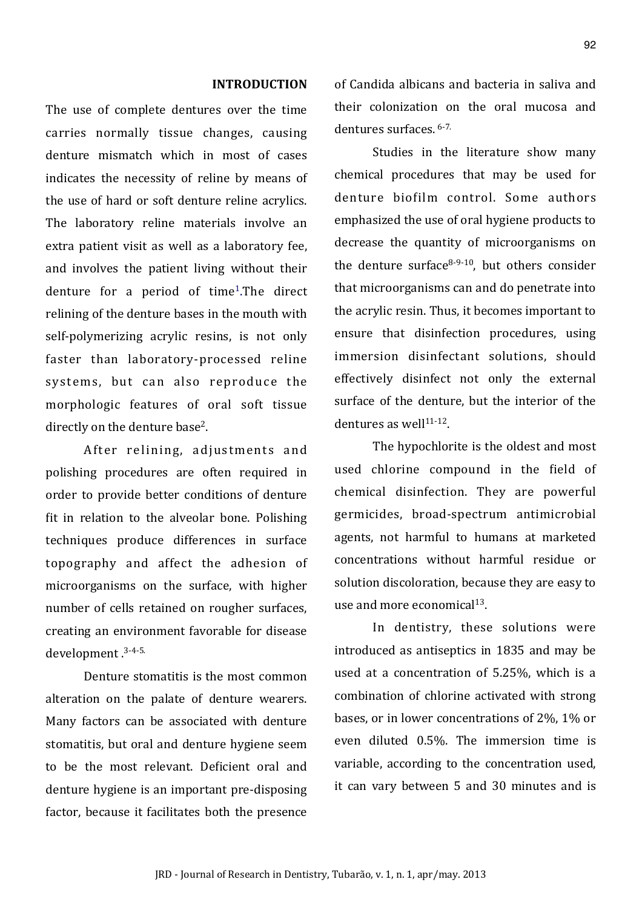## INTRODUCTION

The use of complete dentures over the time carries normally tissue changes, causing denture mismatch which in most of cases indicates the necessity of reline by means of the use of hard or soft denture reline acrylics. The laboratory reline materials involve an extra patient visit as well as a laboratory fee, and involves the patient living without their denture for a period of time[1].The direct relining of the denture bases in the mouth with self-polymerizing acrylic resins, is not only faster than laboratory-processed reline systems, but can also reproduce the morphologic features of oral soft tissue directly on the denture base[2].

After relining, adjustments and polishing procedures are often required in order to provide better conditions of denture fit in relation to the alveolar bone. Polishing techniques produce differences in surface topography and affect the adhesion of microorganisms on the surface, with higher number of cells retained on rougher surfaces, creating an environment favorable for disease development .[3-4-5.]

Denture stomatitis is the most common alteration on the palate of denture wearers. Many factors can be associated with denture stomatitis, but oral and denture hygiene seem to be the most relevant. Deficient oral and denture hygiene is an important pre-disposing factor, because it facilitates both the presence of Candida albicans and bacteria in saliva and their colonization on the oral mucosa and dentures surfaces. [6-7.]

Studies in the literature show many chemical procedures that may be used for denture biofilm control. Some authors emphasized the use of oral hygiene products to decrease the quantity of microorganisms on the denture surface[8-9-10], but others consider that microorganisms can and do penetrate into the acrylic resin. Thus, it becomes important to ensure that disinfection procedures, using immersion disinfectant solutions, should effectively disinfect not only the external surface of the denture, but the interior of the dentures as well[11-12].

The hypochlorite is the oldest and most used chlorine compound in the field of chemical disinfection. They are powerful germicides, broad-spectrum antimicrobial agents, not harmful to humans at marketed concentrations without harmful residue or solution discoloration, because they are easy to use and more economical[13].

In dentistry, these solutions were introduced as antiseptics in 1835 and may be used at a concentration of 5.25%, which is a combination of chlorine activated with strong bases, or in lower concentrations of 2%, 1% or even diluted 0.5%. The immersion time is variable, according to the concentration used, it can vary between 5 and 30 minutes and is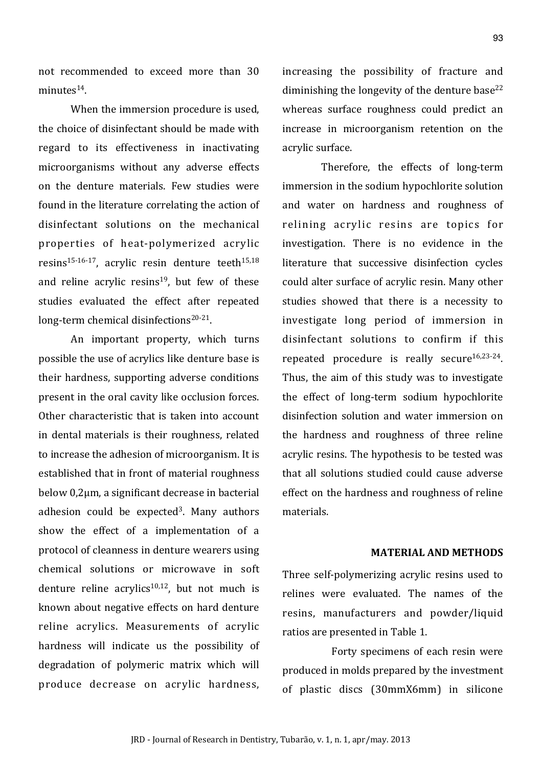not recommended to exceed more than 30 minutes[14].

When the immersion procedure is used, the choice of disinfectant should be made with regard to its effectiveness in inactivating microorganisms without any adverse effects on the denture materials. Few studies were found in the literature correlating the action of disinfectant solutions on the mechanical properties of heat-polymerized acrylic resins[15-16-17], acrylic resin denture teeth[15,18] and reline acrylic resins[19], but few of these studies evaluated the effect after repeated long-term chemical disinfections[20-21].

An important property, which turns possible the use of acrylics like denture base is their hardness, supporting adverse conditions present in the oral cavity like occlusion forces. Other characteristic that is taken into account in dental materials is their roughness, related to increase the adhesion of microorganism. It is established that in front of material roughness below 0,2μm, a significant decrease in bacterial adhesion could be expected[3]. Many authors show the effect of a implementation of a protocol of cleanness in denture wearers using chemical solutions or microwave in soft denture reline acrylics[10,12], but not much is known about negative effects on hard denture reline acrylics. Measurements of acrylic hardness will indicate us the possibility of degradation of polymeric matrix which will produce decrease on acrylic hardness, increasing the possibility of fracture and diminishing the longevity of the denture base[22] whereas surface roughness could predict an increase in microorganism retention on the acrylic surface.

Therefore, the effects of long-term immersion in the sodium hypochlorite solution and water on hardness and roughness of relining acrylic resins are topics for investigation. There is no evidence in the literature that successive disinfection cycles could alter surface of acrylic resin. Many other studies showed that there is a necessity to investigate long period of immersion in disinfectant solutions to confirm if this repeated procedure is really secure[16,23-24]. Thus, the aim of this study was to investigate the effect of long-term sodium hypochlorite disinfection solution and water immersion on the hardness and roughness of three reline acrylic resins. The hypothesis to be tested was that all solutions studied could cause adverse effect on the hardness and roughness of reline materials.

## MATERIAL AND METHODS

Three self-polymerizing acrylic resins used to relines were evaluated. The names of the resins, manufacturers and powder/liquid ratios are presented in Table 1.

Forty specimens of each resin were produced in molds prepared by the investment of plastic discs (30mmX6mm) in silicone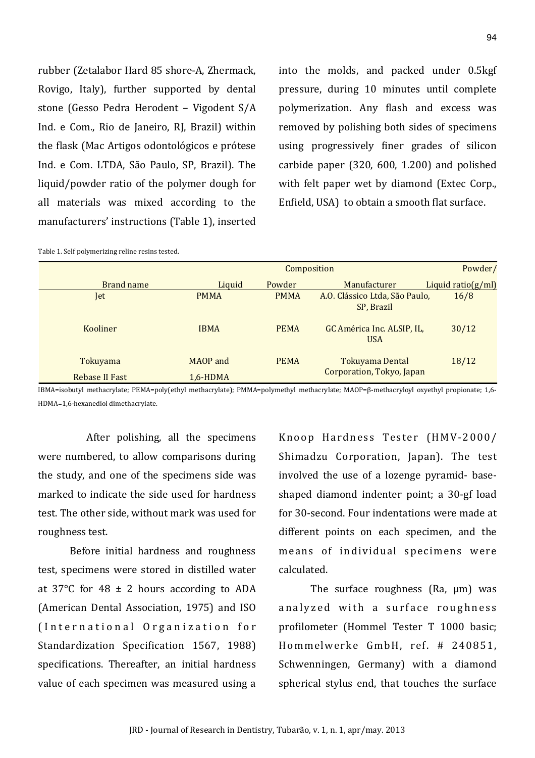rubber (Zetalabor Hard 85 shore-A, Zhermack, Rovigo, Italy), further supported by dental stone (Gesso Pedra Herodent – Vigodent S/A Ind. e Com., Rio de Janeiro, RJ, Brazil) within the flask (Mac Artigos odontológicos e prótese Ind. e Com. LTDA, São Paulo, SP, Brazil). The liquid/powder ratio of the polymer dough for all materials was mixed according to the manufacturers' instructions (Table 1), inserted into the molds, and packed under 0.5kgf pressure, during 10 minutes until complete polymerization. Any flash and excess was removed by polishing both sides of specimens using progressively finer grades of silicon carbide paper (320, 600, 1.200) and polished with felt paper wet by diamond (Extec Corp., Enfield, USA) to obtain a smooth flat surface.

Table 1. Self polymerizing reline resins tested.

| Brand name | Composition | | | Powder/ |
|---|---|---|---|---|
| | Liquid | Powder | Manufacturer | Liquid ratio(g/ml) |
| Jet | PMMA | PMMA | A.O. Clássico Ltda, São Paulo, SP, Brazil | 16/8 |
| Kooliner | IBMA | PEMA | GC América Inc. ALSIP, IL, USA | 30/12 |
| Tokuyama Rebase II Fast | MAOP and 1,6-HDMA | PEMA | Tokuyama Dental Corporation, Tokyo, Japan | 18/12 |

IBMA=isobutyl methacrylate; PEMA=poly(ethyl methacrylate); PMMA=polymethyl methacrylate; MAOP=β-methacryloyl oxyethyl propionate; 1,6-HDMA=1,6-hexanediol dimethacrylate.

After polishing, all the specimens were numbered, to allow comparisons during the study, and one of the specimens side was marked to indicate the side used for hardness test. The other side, without mark was used for roughness test.

Before initial hardness and roughness test, specimens were stored in distilled water at 37°C for 48 ± 2 hours according to ADA (American Dental Association, 1975) and ISO (International Organization for Standardization Specification 1567, 1988) specifications. Thereafter, an initial hardness value of each specimen was measured using a Knoop Hardness Tester (HMV-2000/ Shimadzu Corporation, Japan). The test involved the use of a lozenge pyramid- base-shaped diamond indenter point; a 30-gf load for 30-second. Four indentations were made at different points on each specimen, and the means of individual specimens were calculated.

The surface roughness (Ra, μm) was analyzed with a surface roughness profilometer (Hommel Tester T 1000 basic; Hommelwerke GmbH, ref. # 240851, Schwenningen, Germany) with a diamond spherical stylus end, that touches the surface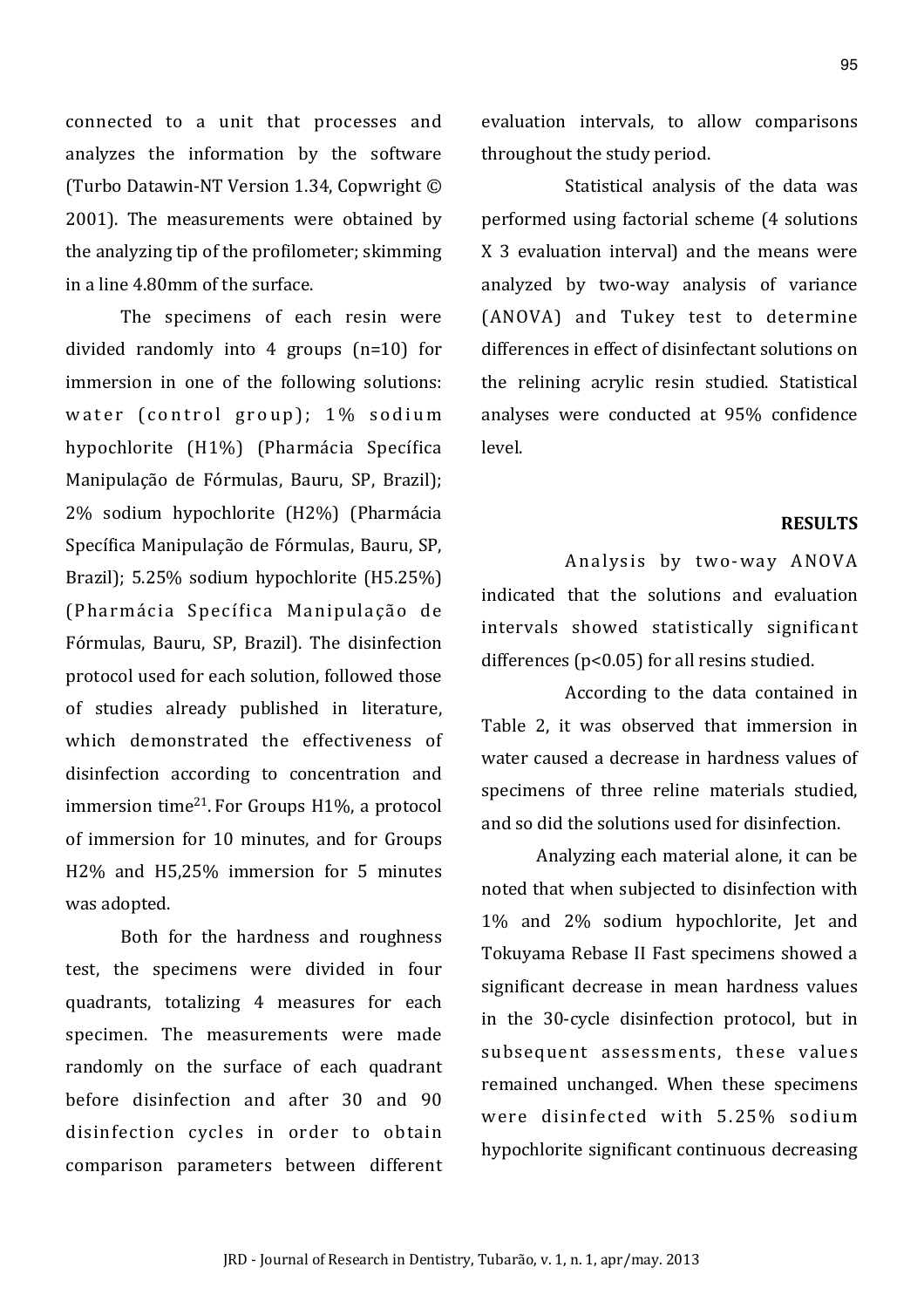connected to a unit that processes and analyzes the information by the software (Turbo Datawin-NT Version 1.34, Copwright © 2001). The measurements were obtained by the analyzing tip of the profilometer; skimming in a line 4.80mm of the surface.

The specimens of each resin were divided randomly into 4 groups (n=10) for immersion in one of the following solutions: water (control group); 1% sodium hypochlorite (H1%) (Pharmácia Específica Manipulação de Fórmulas, Bauru, SP, Brazil); 2% sodium hypochlorite (H2%) (Pharmácia Específica Manipulação de Fórmulas, Bauru, SP, Brazil); 5.25% sodium hypochlorite (H5.25%) (Pharmácia Específica Manipulação de Fórmulas, Bauru, SP, Brazil). The disinfection protocol used for each solution, followed those of studies already published in literature, which demonstrated the effectiveness of disinfection according to concentration and immersion time[21]. For Groups H1%, a protocol of immersion for 10 minutes, and for Groups H2% and H5,25% immersion for 5 minutes was adopted.

Both for the hardness and roughness test, the specimens were divided in four quadrants, totalizing 4 measures for each specimen. The measurements were made randomly on the surface of each quadrant before disinfection and after 30 and 90 disinfection cycles in order to obtain comparison parameters between different evaluation intervals, to allow comparisons throughout the study period.

Statistical analysis of the data was performed using factorial scheme (4 solutions X 3 evaluation interval) and the means were analyzed by two-way analysis of variance (ANOVA) and Tukey test to determine differences in effect of disinfectant solutions on the relining acrylic resin studied. Statistical analyses were conducted at 95% confidence level.

## RESULTS

Analysis by two-way ANOVA indicated that the solutions and evaluation intervals showed statistically significant differences ($p<0.05$) for all resins studied.

According to the data contained in Table 2, it was observed that immersion in water caused a decrease in hardness values of specimens of three reline materials studied, and so did the solutions used for disinfection.

Analyzing each material alone, it can be noted that when subjected to disinfection with 1% and 2% sodium hypochlorite, Jet and Tokuyama Rebase II Fast specimens showed a significant decrease in mean hardness values in the 30-cycle disinfection protocol, but in subsequent assessments, these values remained unchanged. When these specimens were disinfected with 5.25% sodium hypochlorite significant continuous decreasing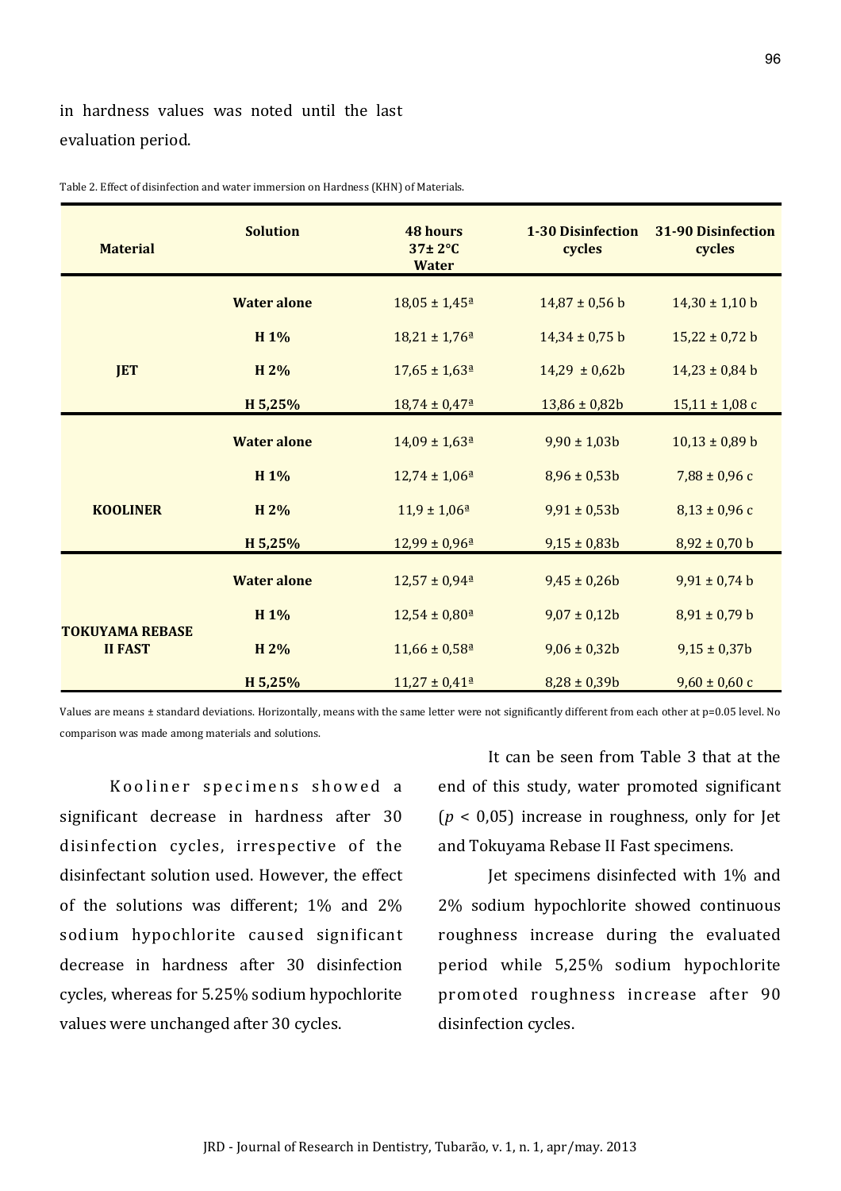in hardness values was noted until the last evaluation period.

Table 2. Effect of disinfection and water immersion on Hardness (KHN) of Materials.

| Material | Solution | 48 hours 37± 2°C Water | 1-30 Disinfection cycles | 31-90 Disinfection cycles |
|---|---|---|---|---|
| JET | Water alone | 18,05 ± 1,45ª | 14,87 ± 0,56 b | 14,30 ± 1,10 b |
| | H 1% | 18,21 ± 1,76ª | 14,34 ± 0,75 b | 15,22 ± 0,72 b |
| | H 2% | 17,65 ± 1,63ª | 14,29 ± 0,62b | 14,23 ± 0,84 b |
| | H 5,25% | 18,74 ± 0,47ª | 13,86 ± 0,82b | 15,11 ± 1,08 c |
| KOOLINER | Water alone | 14,09 ± 1,63ª | 9,90 ± 1,03b | 10,13 ± 0,89 b |
| | H 1% | 12,74 ± 1,06ª | 8,96 ± 0,53b | 7,88 ± 0,96 c |
| | H 2% | 11,9 ± 1,06ª | 9,91 ± 0,53b | 8,13 ± 0,96 c |
| | H 5,25% | 12,99 ± 0,96ª | 9,15 ± 0,83b | 8,92 ± 0,70 b |
| TOKUYAMA REBASE II FAST | Water alone | 12,57 ± 0,94ª | 9,45 ± 0,26b | 9,91 ± 0,74 b |
| | H 1% | 12,54 ± 0,80ª | 9,07 ± 0,12b | 8,91 ± 0,79 b |
| | H 2% | 11,66 ± 0,58ª | 9,06 ± 0,32b | 9,15 ± 0,37b |
| | H 5,25% | 11,27 ± 0,41ª | 8,28 ± 0,39b | 9,60 ± 0,60 c |

Values are means ± standard deviations. Horizontally, means with the same letter were not significantly different from each other at p=0.05 level. No comparison was made among materials and solutions.

Kooliner specimens showed a significant decrease in hardness after 30 disinfection cycles, irrespective of the disinfectant solution used. However, the effect of the solutions was different; 1% and 2% sodium hypochlorite caused significant decrease in hardness after 30 disinfection cycles, whereas for 5.25% sodium hypochlorite values were unchanged after 30 cycles.

It can be seen from Table 3 that at the end of this study, water promoted significant ($p < 0,05$) increase in roughness, only for Jet and Tokuyama Rebase II Fast specimens.

Jet specimens disinfected with 1% and 2% sodium hypochlorite showed continuous roughness increase during the evaluated period while 5,25% sodium hypochlorite promoted roughness increase after 90 disinfection cycles.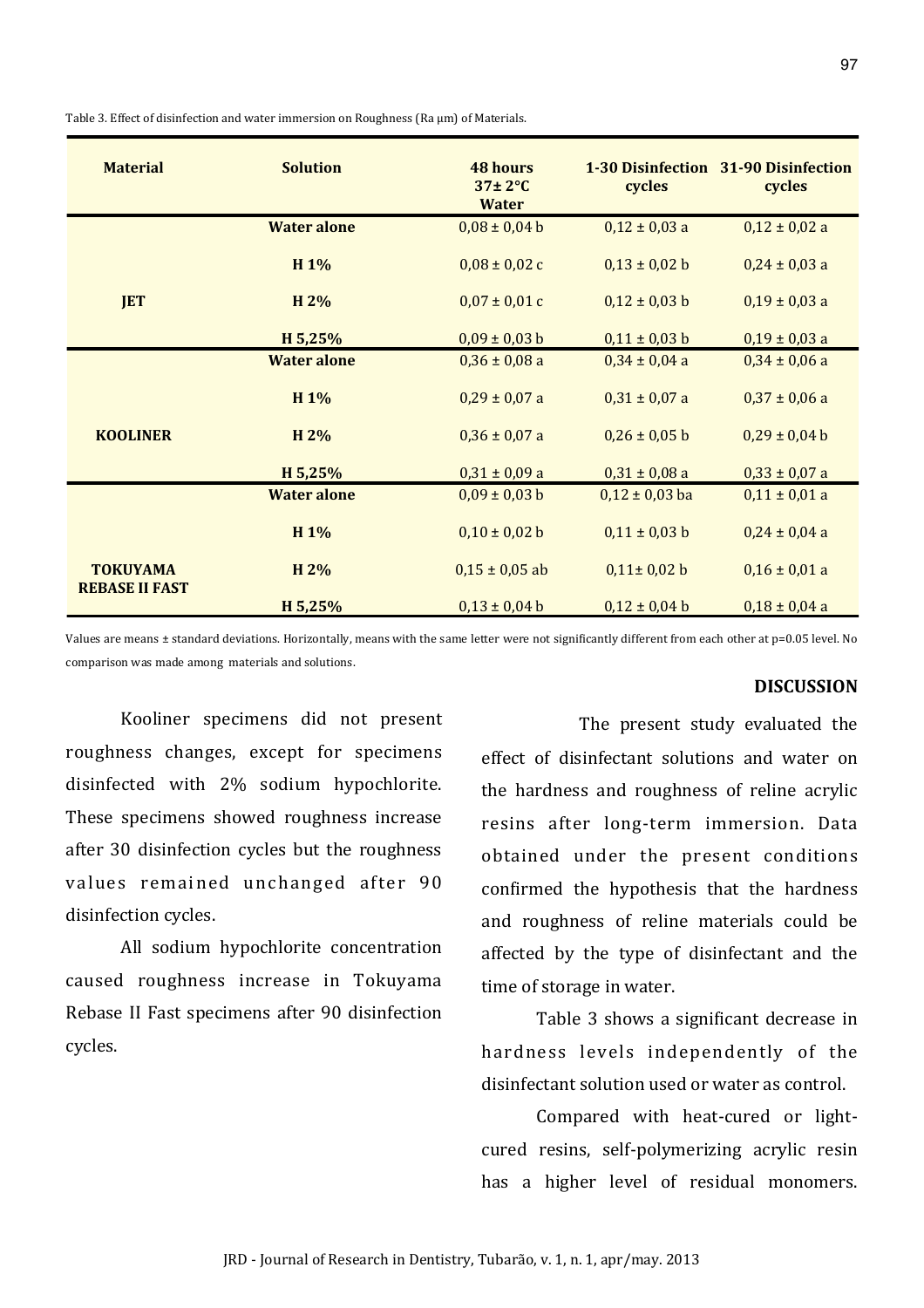Table 3. Effect of disinfection and water immersion on Roughness (Ra μm) of Materials.

| Material | Solution | 48 hours 37± 2°C Water | 1-30 Disinfection cycles | 31-90 Disinfection cycles |
|---|---|---|---|---|
| JET | Water alone | 0,08 ± 0,04 b | 0,12 ± 0,03 a | 0,12 ± 0,02 a |
| | H 1% | 0,08 ± 0,02 c | 0,13 ± 0,02 b | 0,24 ± 0,03 a |
| | H 2% | 0,07 ± 0,01 c | 0,12 ± 0,03 b | 0,19 ± 0,03 a |
| | H 5,25% | 0,09 ± 0,03 b | 0,11 ± 0,03 b | 0,19 ± 0,03 a |
| KOOLINER | Water alone | 0,36 ± 0,08 a | 0,34 ± 0,04 a | 0,34 ± 0,06 a |
| | H 1% | 0,29 ± 0,07 a | 0,31 ± 0,07 a | 0,37 ± 0,06 a |
| | H 2% | 0,36 ± 0,07 a | 0,26 ± 0,05 b | 0,29 ± 0,04 b |
| | H 5,25% | 0,31 ± 0,09 a | 0,31 ± 0,08 a | 0,33 ± 0,07 a |
| TOKUYAMA REBASE II FAST | Water alone | 0,09 ± 0,03 b | 0,12 ± 0,03 ba | 0,11 ± 0,01 a |
| | H 1% | 0,10 ± 0,02 b | 0,11 ± 0,03 b | 0,24 ± 0,04 a |
| | H 2% | 0,15 ± 0,05 ab | 0,11± 0,02 b | 0,16 ± 0,01 a |
| | H 5,25% | 0,13 ± 0,04 b | 0,12 ± 0,04 b | 0,18 ± 0,04 a |

Values are means ± standard deviations. Horizontally, means with the same letter were not significantly different from each other at p=0.05 level. No comparison was made among materials and solutions.

Kooliner specimens did not present roughness changes, except for specimens disinfected with 2% sodium hypochlorite. These specimens showed roughness increase after 30 disinfection cycles but the roughness values remained unchanged after 90 disinfection cycles.

All sodium hypochlorite concentration caused roughness increase in Tokuyama Rebase II Fast specimens after 90 disinfection cycles.

## DISCUSSION

The present study evaluated the effect of disinfectant solutions and water on the hardness and roughness of reline acrylic resins after long-term immersion. Data obtained under the present conditions confirmed the hypothesis that the hardness and roughness of reline materials could be affected by the type of disinfectant and the time of storage in water.

Table 3 shows a significant decrease in hardness levels independently of the disinfectant solution used or water as control.

Compared with heat-cured or light-cured resins, self-polymerizing acrylic resin has a higher level of residual monomers.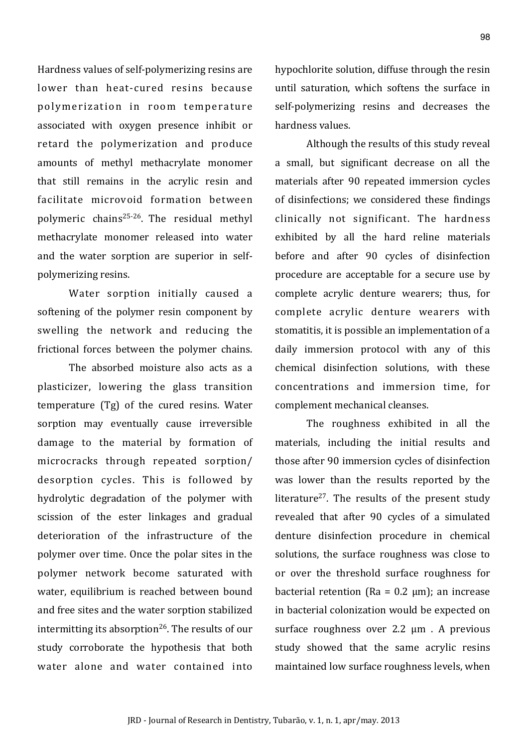Hardness values of self-polymerizing resins are lower than heat-cured resins because polymerization in room temperature associated with oxygen presence inhibit or retard the polymerization and produce amounts of methyl methacrylate monomer that still remains in the acrylic resin and facilitate microvoid formation between polymeric chains[25-26]. The residual methyl methacrylate monomer released into water and the water sorption are superior in self-polymerizing resins.

Water sorption initially caused a softening of the polymer resin component by swelling the network and reducing the frictional forces between the polymer chains.

The absorbed moisture also acts as a plasticizer, lowering the glass transition temperature (Tg) of the cured resins. Water sorption may eventually cause irreversible damage to the material by formation of microcracks through repeated sorption/ desorption cycles. This is followed by hydrolytic degradation of the polymer with scission of the ester linkages and gradual deterioration of the infrastructure of the polymer over time. Once the polar sites in the polymer network become saturated with water, equilibrium is reached between bound and free sites and the water sorption stabilized intermitting its absorption[26]. The results of our study corroborate the hypothesis that both water alone and water contained into hypochlorite solution, diffuse through the resin until saturation, which softens the surface in self-polymerizing resins and decreases the hardness values.

Although the results of this study reveal a small, but significant decrease on all the materials after 90 repeated immersion cycles of disinfections; we considered these findings clinically not significant. The hardness exhibited by all the hard reline materials before and after 90 cycles of disinfection procedure are acceptable for a secure use by complete acrylic denture wearers; thus, for complete acrylic denture wearers with stomatitis, it is possible an implementation of a daily immersion protocol with any of this chemical disinfection solutions, with these concentrations and immersion time, for complement mechanical cleanses.

The roughness exhibited in all the materials, including the initial results and those after 90 immersion cycles of disinfection was lower than the results reported by the literature[27]. The results of the present study revealed that after 90 cycles of a simulated denture disinfection procedure in chemical solutions, the surface roughness was close to or over the threshold surface roughness for bacterial retention (Ra = 0.2 µm); an increase in bacterial colonization would be expected on surface roughness over 2.2 µm . A previous study showed that the same acrylic resins maintained low surface roughness levels, when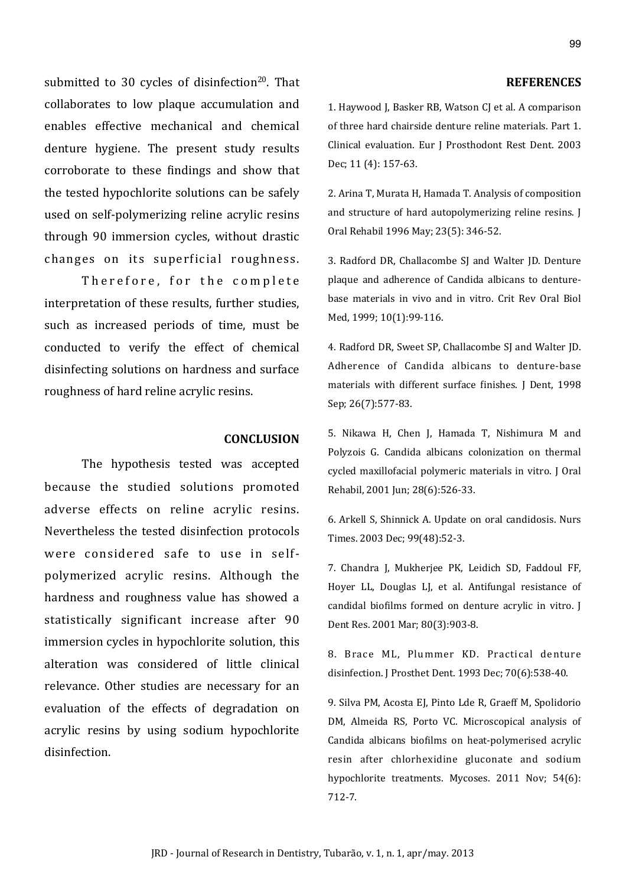submitted to 30 cycles of disinfection[20]. That collaborates to low plaque accumulation and enables effective mechanical and chemical denture hygiene. The present study results corroborate to these findings and show that the tested hypochlorite solutions can be safely used on self-polymerizing reline acrylic resins through 90 immersion cycles, without drastic changes on its superficial roughness.

Therefore, for the complete interpretation of these results, further studies, such as increased periods of time, must be conducted to verify the effect of chemical disinfecting solutions on hardness and surface roughness of hard reline acrylic resins.

## CONCLUSION

The hypothesis tested was accepted because the studied solutions promoted adverse effects on reline acrylic resins. Nevertheless the tested disinfection protocols were considered safe to use in self-polymerized acrylic resins. Although the hardness and roughness value has showed a statistically significant increase after 90 immersion cycles in hypochlorite solution, this alteration was considered of little clinical relevance. Other studies are necessary for an evaluation of the effects of degradation on acrylic resins by using sodium hypochlorite disinfection.

## REFERENCES

1. Haywood J, Basker RB, Watson CJ et al. A comparison of three hard chairside denture reline materials. Part 1. Clinical evaluation. Eur J Prosthodont Rest Dent. 2003 Dec; 11 (4): 157-63.

2. Arina T, Murata H, Hamada T. Analysis of composition and structure of hard autopolymerizing reline resins. J Oral Rehabil 1996 May; 23(5): 346-52.

3. Radford DR, Challacombe SJ and Walter JD. Denture plaque and adherence of Candida albicans to denture-base materials in vivo and in vitro. Crit Rev Oral Biol Med, 1999; 10(1):99-116.

4. Radford DR, Sweet SP, Challacombe SJ and Walter JD. Adherence of Candida albicans to denture-base materials with different surface finishes. J Dent, 1998 Sep; 26(7):577-83.

5. Nikawa H, Chen J, Hamada T, Nishimura M and Polyzois G. Candida albicans colonization on thermal cycled maxillofacial polymeric materials in vitro. J Oral Rehabil, 2001 Jun; 28(6):526-33.

6. Arkell S, Shinnick A. Update on oral candidosis. Nurs Times. 2003 Dec; 99(48):52-3.

7. Chandra J, Mukherjee PK, Leidich SD, Faddoul FF, Hoyer LL, Douglas LJ, et al. Antifungal resistance of candidal biofilms formed on denture acrylic in vitro. J Dent Res. 2001 Mar; 80(3):903-8.

8. Brace ML, Plummer KD. Practical denture disinfection. J Prosthet Dent. 1993 Dec; 70(6):538-40.

9. Silva PM, Acosta EJ, Pinto Lde R, Graeff M, Spolidorio DM, Almeida RS, Porto VC. Microscopical analysis of Candida albicans biofilms on heat-polymerised acrylic resin after chlorhexidine gluconate and sodium hypochlorite treatments. Mycoses. 2011 Nov; 54(6): 712-7.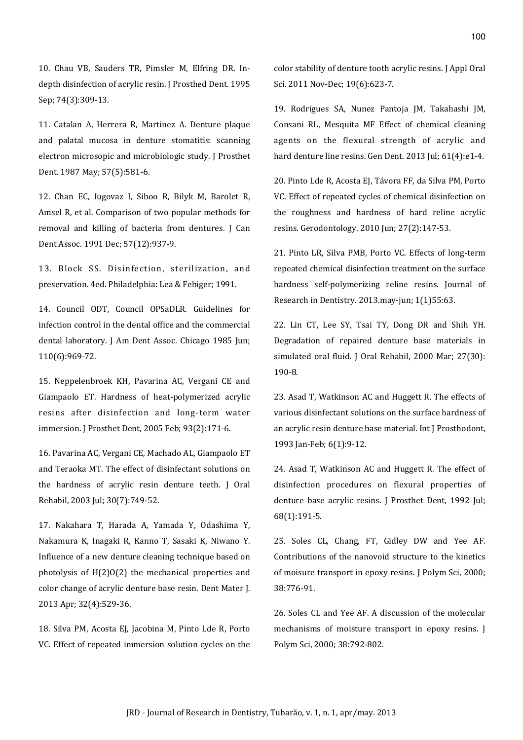10. Chau VB, Sauders TR, Pimsler M, Elfring DR. In-depth disinfection of acrylic resin. J Prosthed Dent. 1995 Sep; 74(3):309-13.

11. Catalan A, Herrera R, Martinez A. Denture plaque and palatal mucosa in denture stomatitis: scanning electron microsopic and microbiologic study. J Prosthet Dent. 1987 May; 57(5):581-6.

12. Chan EC, Iugovaz I, Siboo R, Bilyk M, Barolet R, Amsel R, et al. Comparison of two popular methods for removal and killing of bacteria from dentures. J Can Dent Assoc. 1991 Dec; 57(12):937-9.

13. Block SS. Disinfection, sterilization, and preservation. 4ed. Philadelphia: Lea & Febiger; 1991.

14. Council ODT, Council OPSaDLR. Guidelines for infection control in the dental office and the commercial dental laboratory. J Am Dent Assoc. Chicago 1985 Jun; 110(6):969-72.

15. Neppelenbroek KH, Pavarina AC, Vergani CE and Giampaolo ET. Hardness of heat-polymerized acrylic resins after disinfection and long-term water immersion. J Prosthet Dent, 2005 Feb; 93(2):171-6.

16. Pavarina AC, Vergani CE, Machado AL, Giampaolo ET and Teraoka MT. The effect of disinfectant solutions on the hardness of acrylic resin denture teeth. J Oral Rehabil, 2003 Jul; 30(7):749-52.

17. Nakahara T, Harada A, Yamada Y, Odashima Y, Nakamura K, Inagaki R, Kanno T, Sasaki K, Niwano Y. Influence of a new denture cleaning technique based on photolysis of H(2)O(2) the mechanical properties and color change of acrylic denture base resin. Dent Mater J. 2013 Apr; 32(4):529-36.

18. Silva PM, Acosta EJ, Jacobina M, Pinto Lde R, Porto VC. Effect of repeated immersion solution cycles on the color stability of denture tooth acrylic resins. J Appl Oral Sci. 2011 Nov-Dec; 19(6):623-7.

19. Rodrigues SA, Nunez Pantoja JM, Takahashi JM, Consani RL, Mesquita MF Effect of chemical cleaning agents on the flexural strength of acrylic and hard denture line resins. Gen Dent. 2013 Jul; 61(4):e1-4.

20. Pinto Lde R, Acosta EJ, Távora FF, da Silva PM, Porto VC. Effect of repeated cycles of chemical disinfection on the roughness and hardness of hard reline acrylic resins. Gerodontology. 2010 Jun; 27(2):147-53.

21. Pinto LR, Silva PMB, Porto VC. Effects of long-term repeated chemical disinfection treatment on the surface hardness self-polymerizing reline resins. Journal of Research in Dentistry. 2013.may-jun; 1(1)55:63.

22. Lin CT, Lee SY, Tsai TY, Dong DR and Shih YH. Degradation of repaired denture base materials in simulated oral fluid. J Oral Rehabil, 2000 Mar; 27(30): 190-8.

23. Asad T, Watkinson AC and Huggett R. The effects of various disinfectant solutions on the surface hardness of an acrylic resin denture base material. Int J Prosthodont, 1993 Jan-Feb; 6(1):9-12.

24. Asad T, Watkinson AC and Huggett R. The effect of disinfection procedures on flexural properties of denture base acrylic resins. J Prosthet Dent, 1992 Jul; 68(1):191-5.

25. Soles CL, Chang, FT, Gidley DW and Yee AF. Contributions of the nanovoid structure to the kinetics of moisure transport in epoxy resins. J Polym Sci, 2000; 38:776-91.

26. Soles CL and Yee AF. A discussion of the molecular mechanisms of moisture transport in epoxy resins. J Polym Sci, 2000; 38:792-802.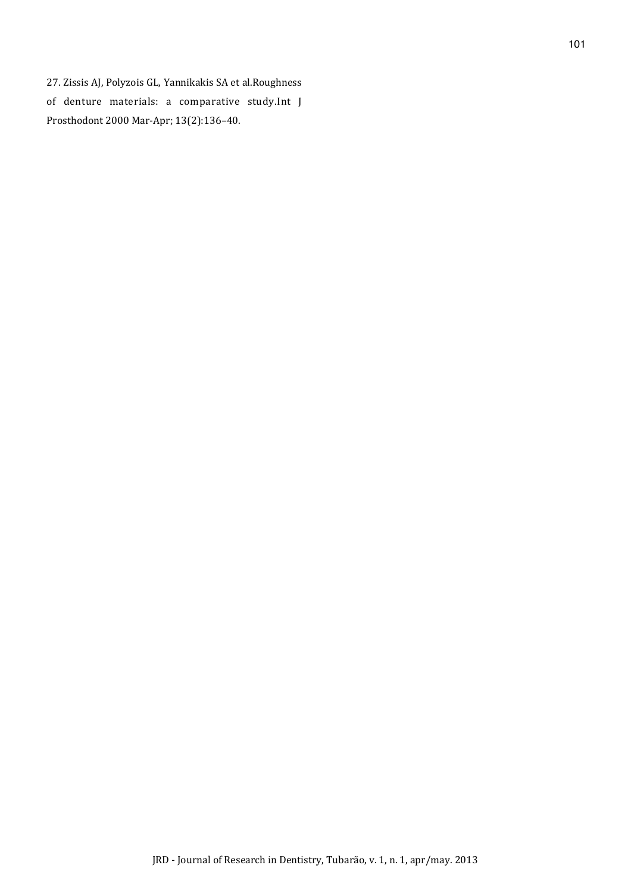27. Zissis AJ, Polyzois GL, Yannikakis SA et al.Roughness of denture materials: a comparative study.Int J Prosthodont 2000 Mar-Apr; 13(2):136–40.